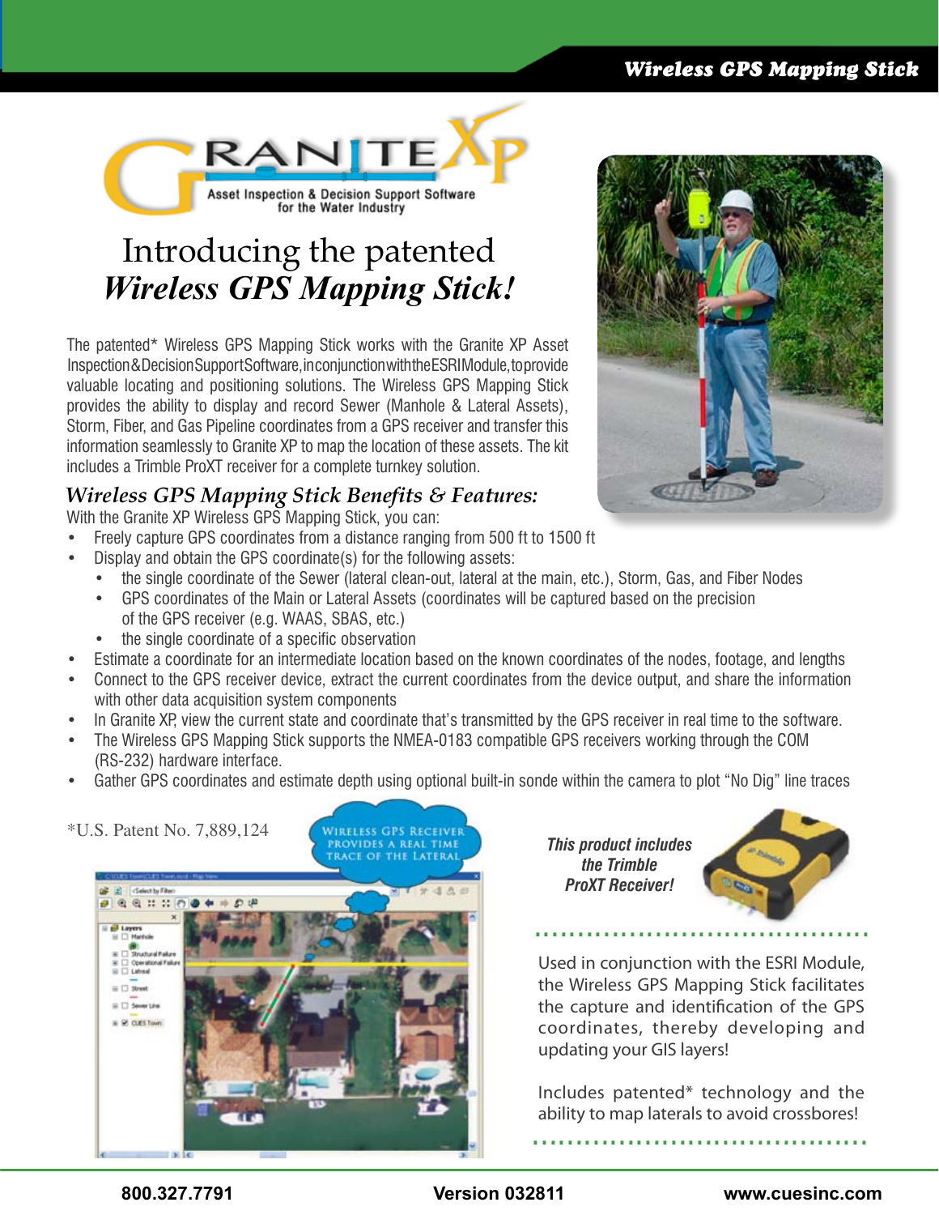# Wireless GPS Mapping Stick

GRANITE XP
Asset Inspection & Decision Support Software for the Water Industry

## Introducing the patented *Wireless GPS Mapping Stick!*

The patented* Wireless GPS Mapping Stick works with the Granite XP Asset Inspection & Decision Support Software, in conjunction with the ESRI Module, to provide valuable locating and positioning solutions. The Wireless GPS Mapping Stick provides the ability to display and record Sewer (Manhole & Lateral Assets), Storm, Fiber, and Gas Pipeline coordinates from a GPS receiver and transfer this information seamlessly to Granite XP to map the location of these assets. The kit includes a Trimble ProXT receiver for a complete turnkey solution.

### *Wireless GPS Mapping Stick Benefits & Features:*

With the Granite XP Wireless GPS Mapping Stick, you can:

- Freely capture GPS coordinates from a distance ranging from 500 ft to 1500 ft
- Display and obtain the GPS coordinate(s) for the following assets:
  - the single coordinate of the Sewer (lateral clean-out, lateral at the main, etc.), Storm, Gas, and Fiber Nodes
  - GPS coordinates of the Main or Lateral Assets (coordinates will be captured based on the precision of the GPS receiver (e.g. WAAS, SBAS, etc.)
  - the single coordinate of a specific observation
- Estimate a coordinate for an intermediate location based on the known coordinates of the nodes, footage, and lengths
- Connect to the GPS receiver device, extract the current coordinates from the device output, and share the information with other data acquisition system components
- In Granite XP, view the current state and coordinate that's transmitted by the GPS receiver in real time to the software.
- The Wireless GPS Mapping Stick supports the NMEA-0183 compatible GPS receivers working through the COM (RS-232) hardware interface.
- Gather GPS coordinates and estimate depth using optional built-in sonde within the camera to plot "No Dig" line traces

*U.S. Patent No. 7,889,124

Wireless GPS Receiver provides a real time trace of the lateral

***This product includes the Trimble ProXT Receiver!***

Used in conjunction with the ESRI Module, the Wireless GPS Mapping Stick facilitates the capture and identification of the GPS coordinates, thereby developing and updating your GIS layers!

Includes patented* technology and the ability to map laterals to avoid crossbores!

800.327.7791 | Version 032811 | www.cuesinc.com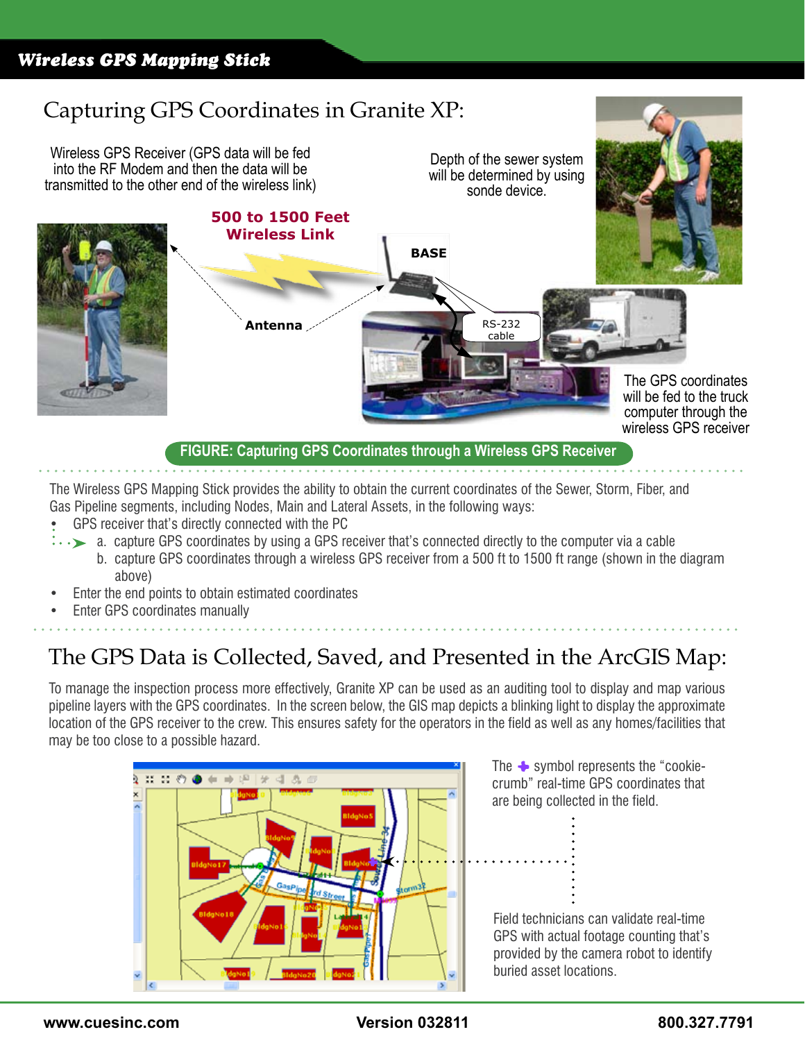## Capturing GPS Coordinates in Granite XP:

Wireless GPS Receiver (GPS data will be fed into the RF Modem and then the data will be transmitted to the other end of the wireless link)

Depth of the sewer system will be determined by using sonde device.

**500 to 1500 Feet Wireless Link**

**BASE**

**Antenna**

RS-232 cable

The GPS coordinates will be fed to the truck computer through the wireless GPS receiver

**FIGURE: Capturing GPS Coordinates through a Wireless GPS Receiver**

The Wireless GPS Mapping Stick provides the ability to obtain the current coordinates of the Sewer, Storm, Fiber, and Gas Pipeline segments, including Nodes, Main and Lateral Assets, in the following ways:

- GPS receiver that's directly connected with the PC
  - a. capture GPS coordinates by using a GPS receiver that's connected directly to the computer via a cable
  - b. capture GPS coordinates through a wireless GPS receiver from a 500 ft to 1500 ft range (shown in the diagram above)
- Enter the end points to obtain estimated coordinates
- Enter GPS coordinates manually

## The GPS Data is Collected, Saved, and Presented in the ArcGIS Map:

To manage the inspection process more effectively, Granite XP can be used as an auditing tool to display and map various pipeline layers with the GPS coordinates. In the screen below, the GIS map depicts a blinking light to display the approximate location of the GPS receiver to the crew. This ensures safety for the operators in the field as well as any homes/facilities that may be too close to a possible hazard.

The ✚ symbol represents the "cookie-crumb" real-time GPS coordinates that are being collected in the field.

Field technicians can validate real-time GPS with actual footage counting that's provided by the camera robot to identify buried asset locations.

www.cuesinc.com | Version 032811 | 800.327.7791